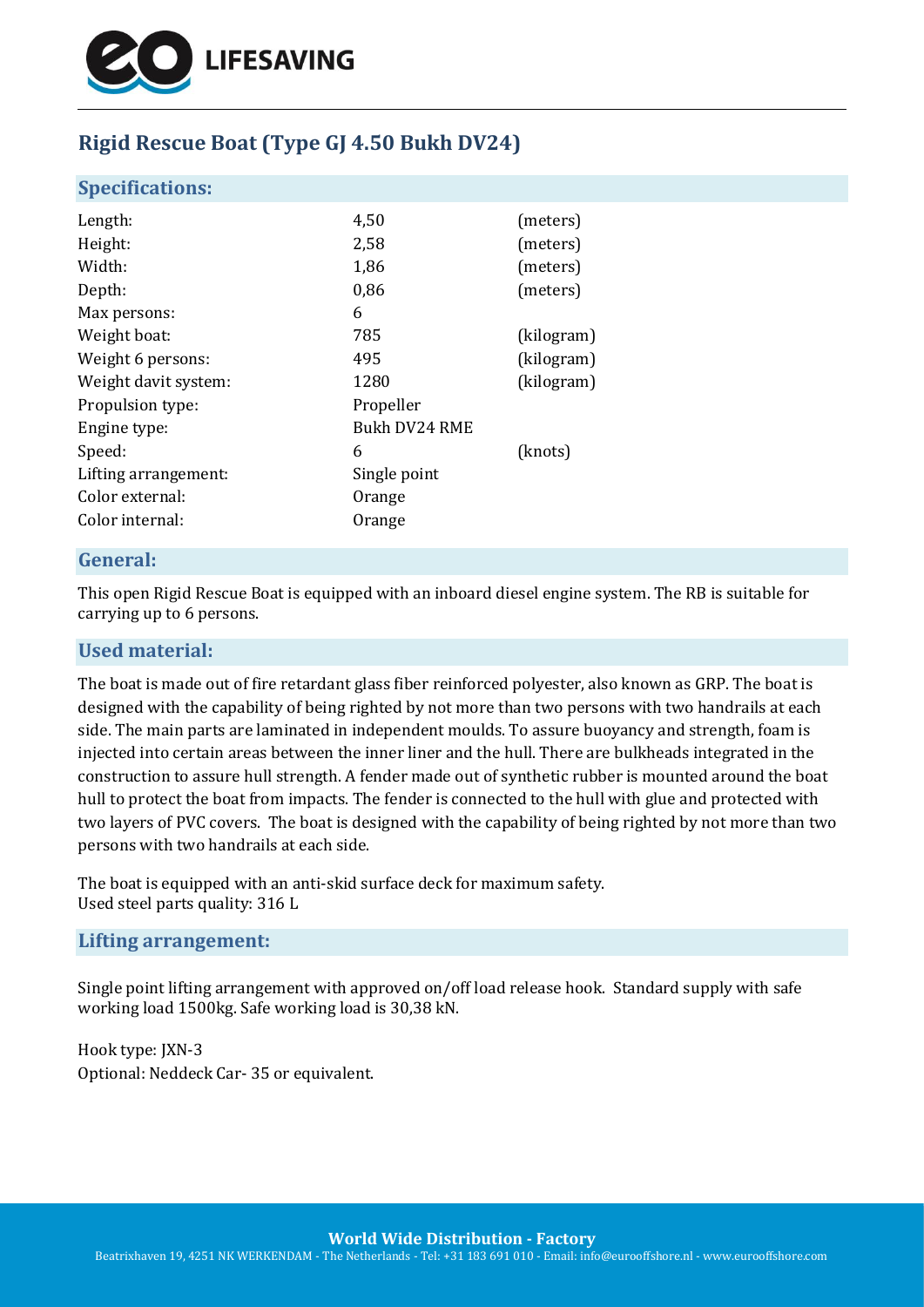# Rigid Rescue Boat (Type GJ 4.50 Bukh DV24)

## Specifications:

| | | |
|---|---|---|
| Length: | 4,50 | (meters) |
| Height: | 2,58 | (meters) |
| Width: | 1,86 | (meters) |
| Depth: | 0,86 | (meters) |
| Max persons: | 6 | |
| Weight boat: | 785 | (kilogram) |
| Weight 6 persons: | 495 | (kilogram) |
| Weight davit system: | 1280 | (kilogram) |
| Propulsion type: | Propeller | |
| Engine type: | Bukh DV24 RME | |
| Speed: | 6 | (knots) |
| Lifting arrangement: | Single point | |
| Color external: | Orange | |
| Color internal: | Orange | |

## General:

This open Rigid Rescue Boat is equipped with an inboard diesel engine system. The RB is suitable for carrying up to 6 persons.

## Used material:

The boat is made out of fire retardant glass fiber reinforced polyester, also known as GRP. The boat is designed with the capability of being righted by not more than two persons with two handrails at each side. The main parts are laminated in independent moulds. To assure buoyancy and strength, foam is injected into certain areas between the inner liner and the hull. There are bulkheads integrated in the construction to assure hull strength. A fender made out of synthetic rubber is mounted around the boat hull to protect the boat from impacts. The fender is connected to the hull with glue and protected with two layers of PVC covers. The boat is designed with the capability of being righted by not more than two persons with two handrails at each side.

The boat is equipped with an anti-skid surface deck for maximum safety.
Used steel parts quality: 316 L

## Lifting arrangement:

Single point lifting arrangement with approved on/off load release hook. Standard supply with safe working load 1500kg. Safe working load is 30,38 kN.

Hook type: JXN-3
Optional: Neddeck Car- 35 or equivalent.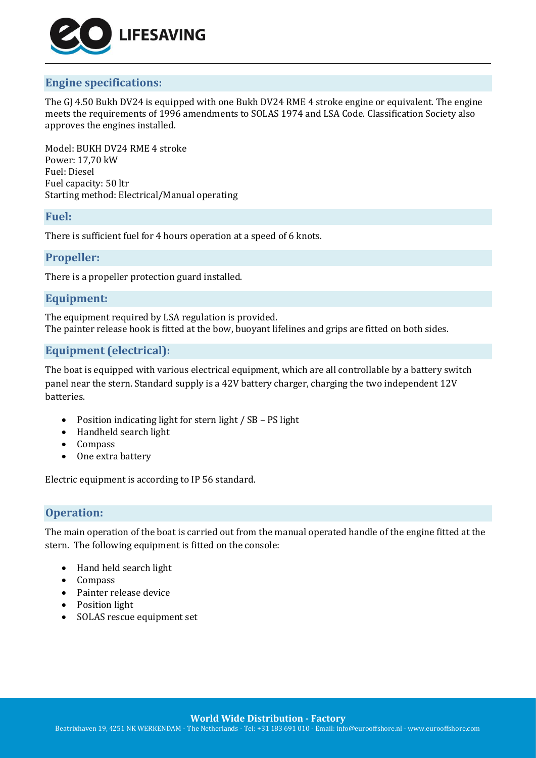## Engine specifications:

The GJ 4.50 Bukh DV24 is equipped with one Bukh DV24 RME 4 stroke engine or equivalent. The engine meets the requirements of 1996 amendments to SOLAS 1974 and LSA Code. Classification Society also approves the engines installed.

Model: BUKH DV24 RME 4 stroke
Power: 17,70 kW
Fuel: Diesel
Fuel capacity: 50 ltr
Starting method: Electrical/Manual operating

## Fuel:

There is sufficient fuel for 4 hours operation at a speed of 6 knots.

## Propeller:

There is a propeller protection guard installed.

## Equipment:

The equipment required by LSA regulation is provided.
The painter release hook is fitted at the bow, buoyant lifelines and grips are fitted on both sides.

## Equipment (electrical):

The boat is equipped with various electrical equipment, which are all controllable by a battery switch panel near the stern. Standard supply is a 42V battery charger, charging the two independent 12V batteries.

- Position indicating light for stern light / SB – PS light
- Handheld search light
- Compass
- One extra battery

Electric equipment is according to IP 56 standard.

## Operation:

The main operation of the boat is carried out from the manual operated handle of the engine fitted at the stern. The following equipment is fitted on the console:

- Hand held search light
- Compass
- Painter release device
- Position light
- SOLAS rescue equipment set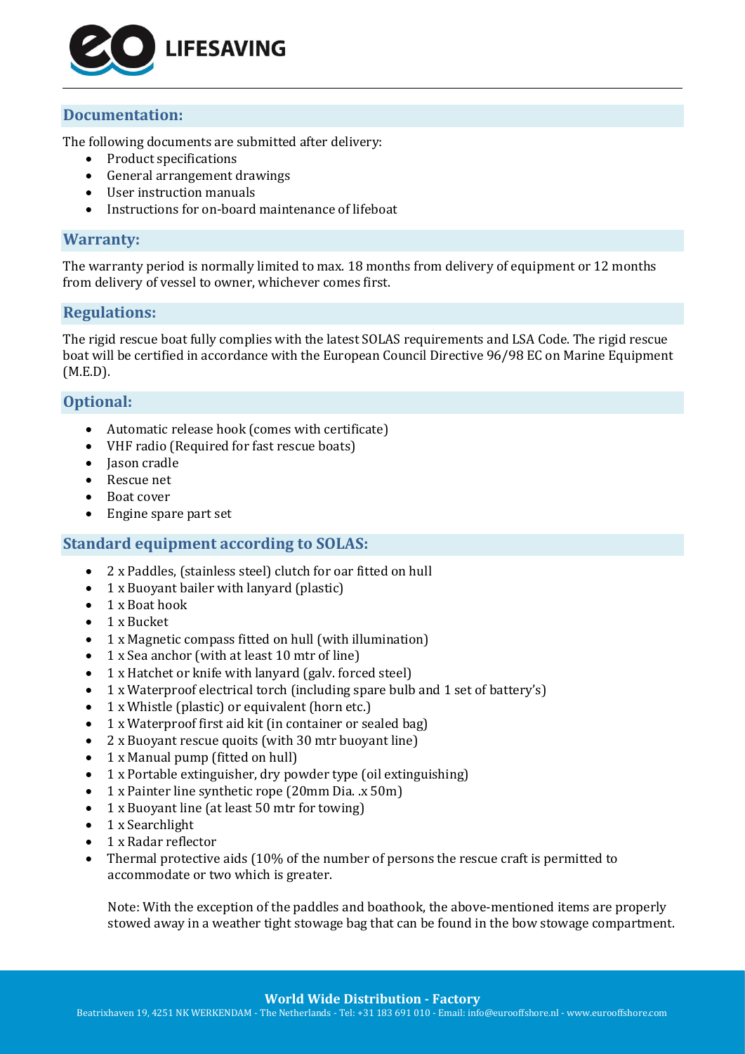## Documentation:

The following documents are submitted after delivery:

- Product specifications
- General arrangement drawings
- User instruction manuals
- Instructions for on-board maintenance of lifeboat

## Warranty:

The warranty period is normally limited to max. 18 months from delivery of equipment or 12 months from delivery of vessel to owner, whichever comes first.

## Regulations:

The rigid rescue boat fully complies with the latest SOLAS requirements and LSA Code. The rigid rescue boat will be certified in accordance with the European Council Directive 96/98 EC on Marine Equipment (M.E.D).

## Optional:

- Automatic release hook (comes with certificate)
- VHF radio (Required for fast rescue boats)
- Jason cradle
- Rescue net
- Boat cover
- Engine spare part set

## Standard equipment according to SOLAS:

- 2 x Paddles, (stainless steel) clutch for oar fitted on hull
- 1 x Buoyant bailer with lanyard (plastic)
- 1 x Boat hook
- 1 x Bucket
- 1 x Magnetic compass fitted on hull (with illumination)
- 1 x Sea anchor (with at least 10 mtr of line)
- 1 x Hatchet or knife with lanyard (galv. forced steel)
- 1 x Waterproof electrical torch (including spare bulb and 1 set of battery's)
- 1 x Whistle (plastic) or equivalent (horn etc.)
- 1 x Waterproof first aid kit (in container or sealed bag)
- 2 x Buoyant rescue quoits (with 30 mtr buoyant line)
- 1 x Manual pump (fitted on hull)
- 1 x Portable extinguisher, dry powder type (oil extinguishing)
- 1 x Painter line synthetic rope (20mm Dia. .x 50m)
- 1 x Buoyant line (at least 50 mtr for towing)
- 1 x Searchlight
- 1 x Radar reflector
- Thermal protective aids (10% of the number of persons the rescue craft is permitted to accommodate or two which is greater.

  Note: With the exception of the paddles and boathook, the above-mentioned items are properly stowed away in a weather tight stowage bag that can be found in the bow stowage compartment.